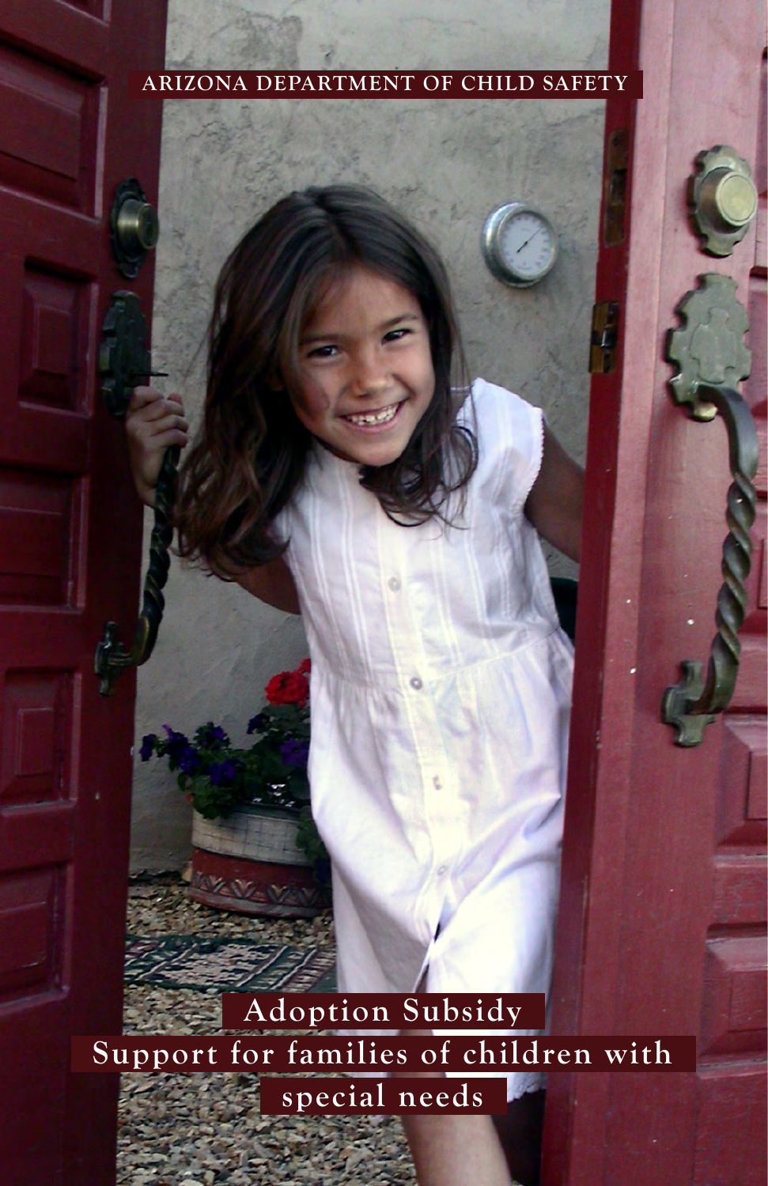ARIZONA DEPARTMENT OF CHILD SAFETY

# Adoption Subsidy

## Support for families of children with special needs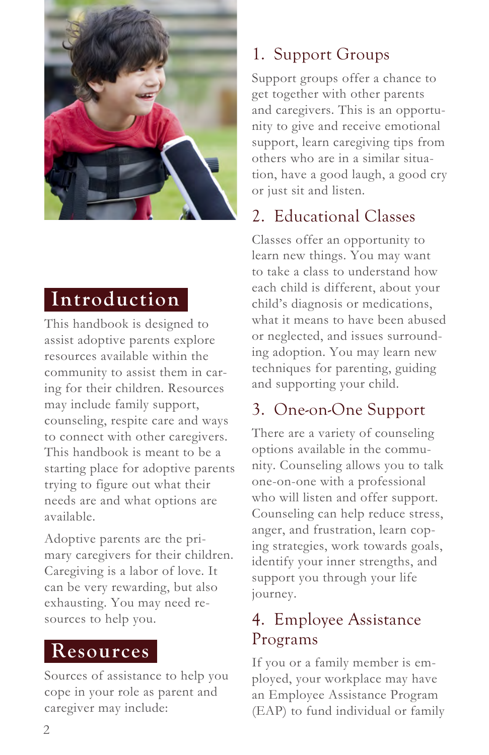## Introduction

This handbook is designed to assist adoptive parents explore resources available within the community to assist them in caring for their children. Resources may include family support, counseling, respite care and ways to connect with other caregivers. This handbook is meant to be a starting place for adoptive parents trying to figure out what their needs are and what options are available.

Adoptive parents are the primary caregivers for their children. Caregiving is a labor of love. It can be very rewarding, but also exhausting. You may need resources to help you.

## Resources

Sources of assistance to help you cope in your role as parent and caregiver may include:

### 1. Support Groups

Support groups offer a chance to get together with other parents and caregivers. This is an opportunity to give and receive emotional support, learn caregiving tips from others who are in a similar situation, have a good laugh, a good cry or just sit and listen.

### 2. Educational Classes

Classes offer an opportunity to learn new things. You may want to take a class to understand how each child is different, about your child's diagnosis or medications, what it means to have been abused or neglected, and issues surrounding adoption. You may learn new techniques for parenting, guiding and supporting your child.

### 3. One-on-One Support

There are a variety of counseling options available in the community. Counseling allows you to talk one-on-one with a professional who will listen and offer support. Counseling can help reduce stress, anger, and frustration, learn coping strategies, work towards goals, identify your inner strengths, and support you through your life journey.

### 4. Employee Assistance Programs

If you or a family member is employed, your workplace may have an Employee Assistance Program (EAP) to fund individual or family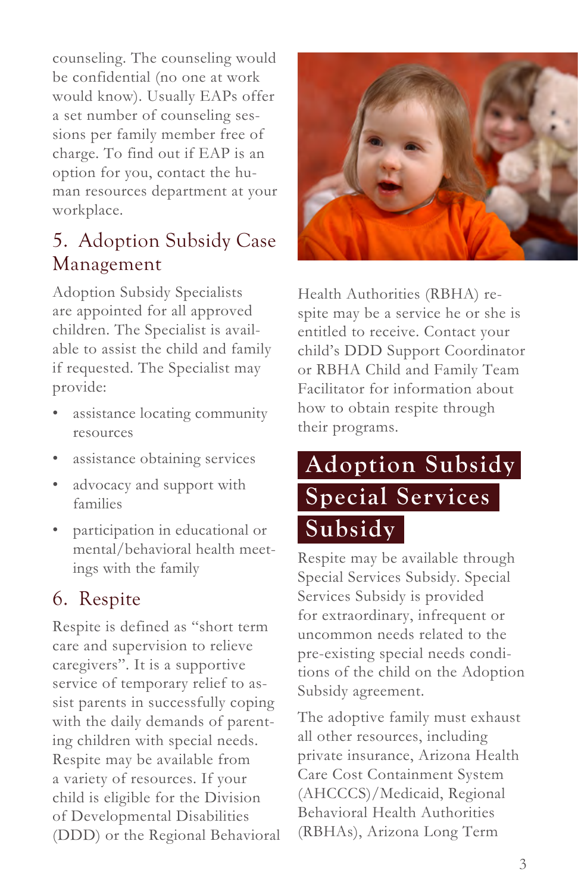counseling. The counseling would be confidential (no one at work would know). Usually EAPs offer a set number of counseling sessions per family member free of charge. To find out if EAP is an option for you, contact the human resources department at your workplace.

## 5. Adoption Subsidy Case Management

Adoption Subsidy Specialists are appointed for all approved children. The Specialist is available to assist the child and family if requested. The Specialist may provide:

- assistance locating community resources
- assistance obtaining services
- advocacy and support with families
- participation in educational or mental/behavioral health meetings with the family

## 6. Respite

Respite is defined as "short term care and supervision to relieve caregivers". It is a supportive service of temporary relief to assist parents in successfully coping with the daily demands of parenting children with special needs. Respite may be available from a variety of resources. If your child is eligible for the Division of Developmental Disabilities (DDD) or the Regional Behavioral Health Authorities (RBHA) respite may be a service he or she is entitled to receive. Contact your child's DDD Support Coordinator or RBHA Child and Family Team Facilitator for information about how to obtain respite through their programs.

# Adoption Subsidy Special Services Subsidy

Respite may be available through Special Services Subsidy. Special Services Subsidy is provided for extraordinary, infrequent or uncommon needs related to the pre-existing special needs conditions of the child on the Adoption Subsidy agreement.

The adoptive family must exhaust all other resources, including private insurance, Arizona Health Care Cost Containment System (AHCCCS)/Medicaid, Regional Behavioral Health Authorities (RBHAs), Arizona Long Term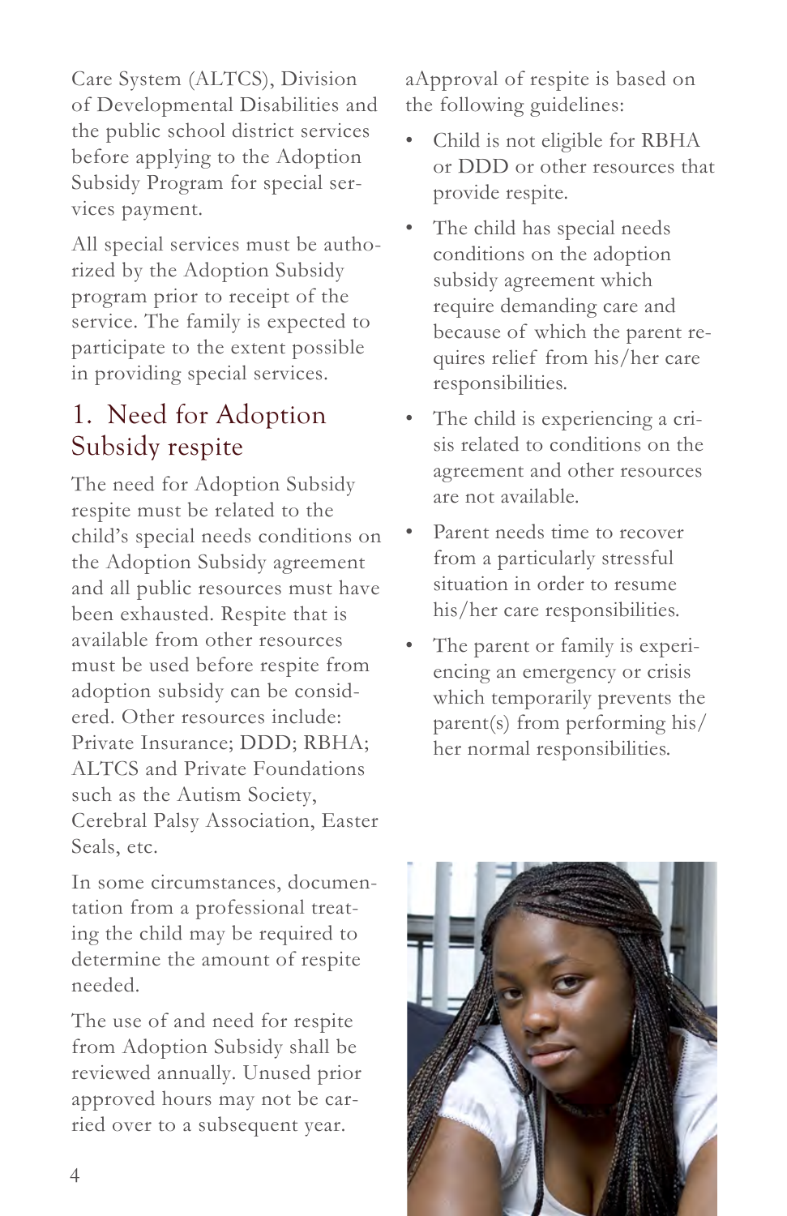Care System (ALTCS), Division of Developmental Disabilities and the public school district services before applying to the Adoption Subsidy Program for special services payment.

All special services must be authorized by the Adoption Subsidy program prior to receipt of the service. The family is expected to participate to the extent possible in providing special services.

## 1. Need for Adoption Subsidy respite

The need for Adoption Subsidy respite must be related to the child's special needs conditions on the Adoption Subsidy agreement and all public resources must have been exhausted. Respite that is available from other resources must be used before respite from adoption subsidy can be considered. Other resources include: Private Insurance; DDD; RBHA; ALTCS and Private Foundations such as the Autism Society, Cerebral Palsy Association, Easter Seals, etc.

In some circumstances, documentation from a professional treating the child may be required to determine the amount of respite needed.

The use of and need for respite from Adoption Subsidy shall be reviewed annually. Unused prior approved hours may not be carried over to a subsequent year.

aApproval of respite is based on the following guidelines:

- Child is not eligible for RBHA or DDD or other resources that provide respite.
- The child has special needs conditions on the adoption subsidy agreement which require demanding care and because of which the parent requires relief from his/her care responsibilities.
- The child is experiencing a crisis related to conditions on the agreement and other resources are not available.
- Parent needs time to recover from a particularly stressful situation in order to resume his/her care responsibilities.
- The parent or family is experiencing an emergency or crisis which temporarily prevents the parent(s) from performing his/her normal responsibilities.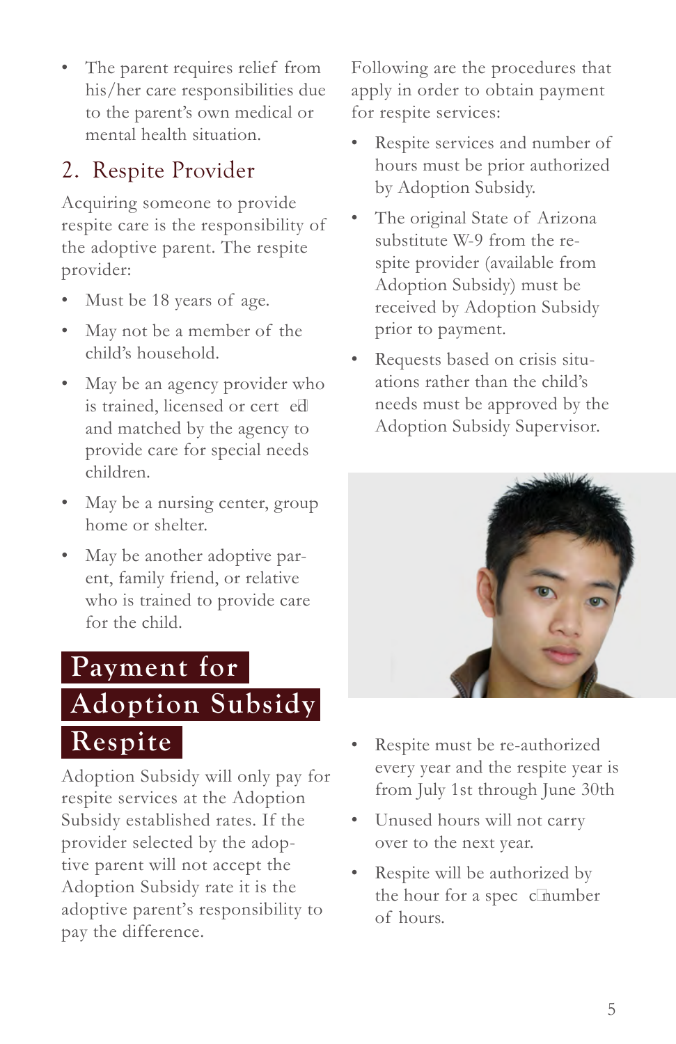- The parent requires relief from his/her care responsibilities due to the parent's own medical or mental health situation.

## 2. Respite Provider

Acquiring someone to provide respite care is the responsibility of the adoptive parent. The respite provider:

- Must be 18 years of age.
- May not be a member of the child's household.
- May be an agency provider who is trained, licensed or certified and matched by the agency to provide care for special needs children.
- May be a nursing center, group home or shelter.
- May be another adoptive parent, family friend, or relative who is trained to provide care for the child.

## Payment for Adoption Subsidy Respite

Adoption Subsidy will only pay for respite services at the Adoption Subsidy established rates. If the provider selected by the adoptive parent will not accept the Adoption Subsidy rate it is the adoptive parent's responsibility to pay the difference.

Following are the procedures that apply in order to obtain payment for respite services:

- Respite services and number of hours must be prior authorized by Adoption Subsidy.
- The original State of Arizona substitute W-9 from the respite provider (available from Adoption Subsidy) must be received by Adoption Subsidy prior to payment.
- Requests based on crisis situations rather than the child's needs must be approved by the Adoption Subsidy Supervisor.
- Respite must be re-authorized every year and the respite year is from July 1st through June 30th
- Unused hours will not carry over to the next year.
- Respite will be authorized by the hour for a specific number of hours.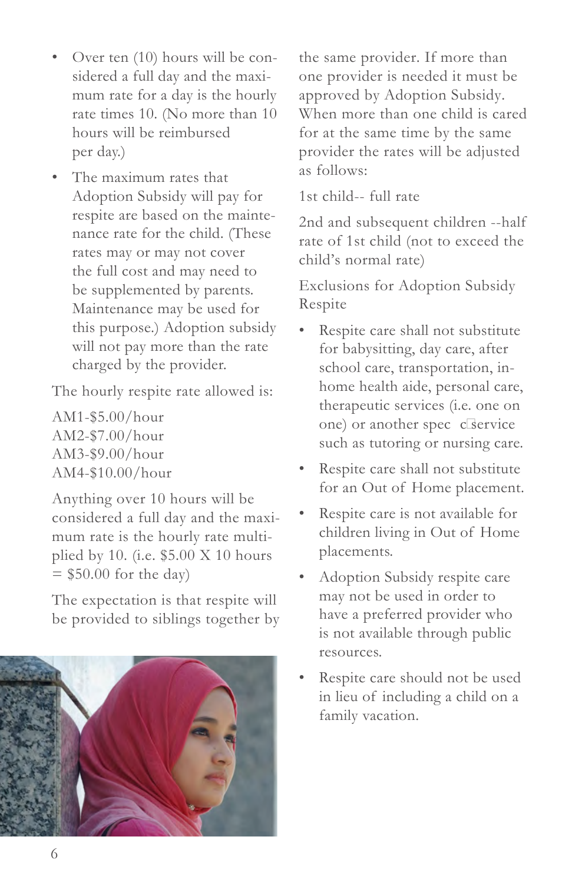- Over ten (10) hours will be considered a full day and the maximum rate for a day is the hourly rate times 10. (No more than 10 hours will be reimbursed per day.)
- The maximum rates that Adoption Subsidy will pay for respite are based on the maintenance rate for the child. (These rates may or may not cover the full cost and may need to be supplemented by parents. Maintenance may be used for this purpose.) Adoption subsidy will not pay more than the rate charged by the provider.

The hourly respite rate allowed is:

AM1-$5.00/hour
AM2-$7.00/hour
AM3-$9.00/hour
AM4-$10.00/hour

Anything over 10 hours will be considered a full day and the maximum rate is the hourly rate multiplied by 10. (i.e. $5.00 X 10 hours = $50.00 for the day)

The expectation is that respite will be provided to siblings together by the same provider. If more than one provider is needed it must be approved by Adoption Subsidy. When more than one child is cared for at the same time by the same provider the rates will be adjusted as follows:

1st child-- full rate

2nd and subsequent children --half rate of 1st child (not to exceed the child's normal rate)

Exclusions for Adoption Subsidy Respite

- Respite care shall not substitute for babysitting, day care, after school care, transportation, in-home health aide, personal care, therapeutic services (i.e. one on one) or another specific service such as tutoring or nursing care.
- Respite care shall not substitute for an Out of Home placement.
- Respite care is not available for children living in Out of Home placements.
- Adoption Subsidy respite care may not be used in order to have a preferred provider who is not available through public resources.
- Respite care should not be used in lieu of including a child on a family vacation.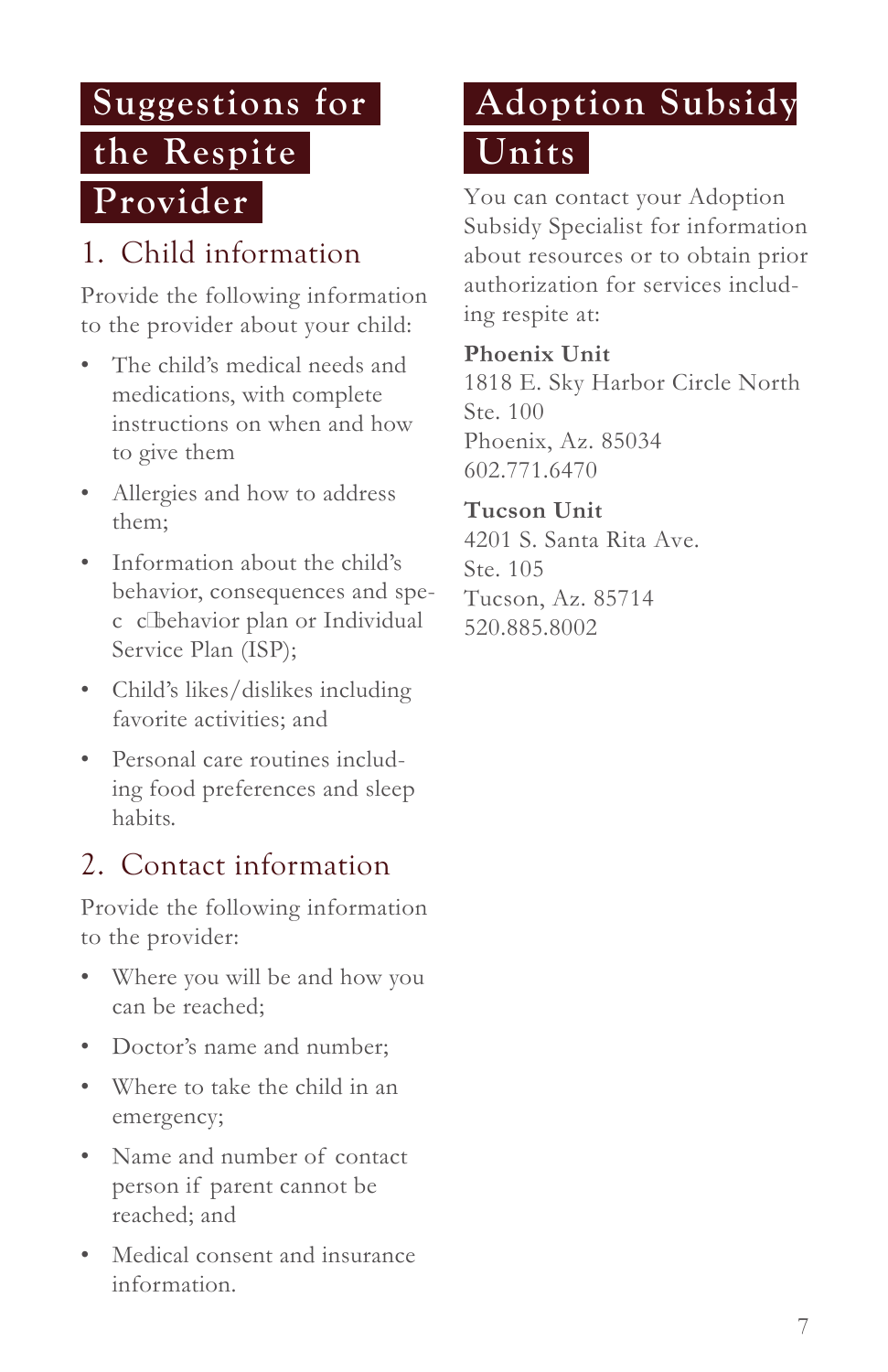# Suggestions for the Respite Provider

## 1. Child information

Provide the following information to the provider about your child:

- The child's medical needs and medications, with complete instructions on when and how to give them
- Allergies and how to address them;
- Information about the child's behavior, consequences and specific behavior plan or Individual Service Plan (ISP);
- Child's likes/dislikes including favorite activities; and
- Personal care routines including food preferences and sleep habits.

## 2. Contact information

Provide the following information to the provider:

- Where you will be and how you can be reached;
- Doctor's name and number;
- Where to take the child in an emergency;
- Name and number of contact person if parent cannot be reached; and
- Medical consent and insurance information.

# Adoption Subsidy Units

You can contact your Adoption Subsidy Specialist for information about resources or to obtain prior authorization for services including respite at:

**Phoenix Unit**
1818 E. Sky Harbor Circle North
Ste. 100
Phoenix, Az. 85034
602.771.6470

**Tucson Unit**
4201 S. Santa Rita Ave.
Ste. 105
Tucson, Az. 85714
520.885.8002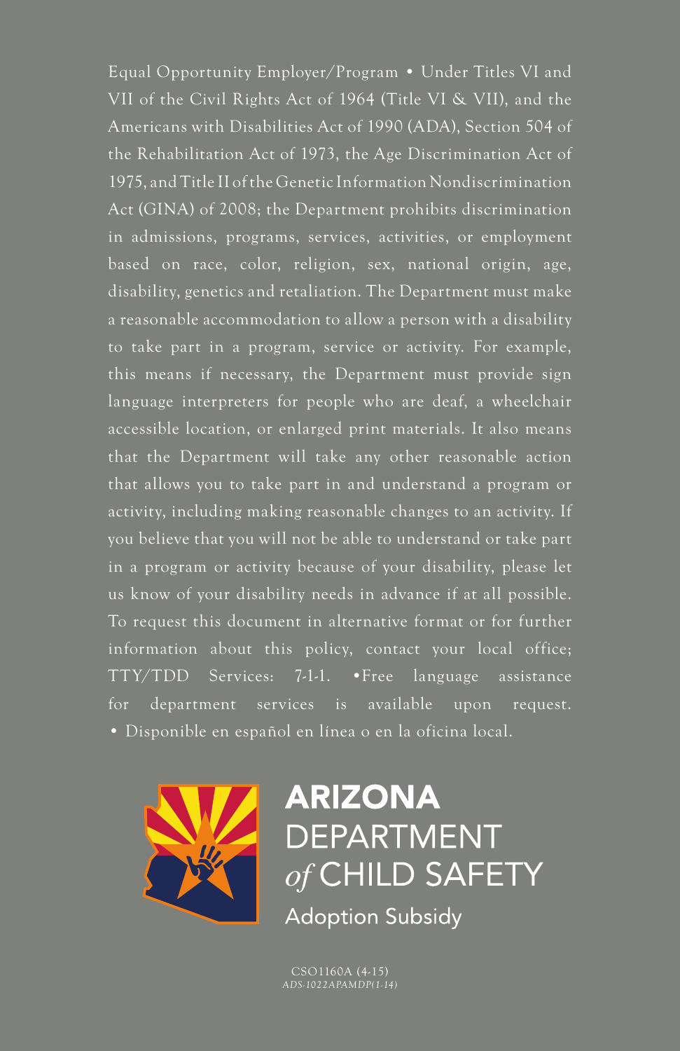Equal Opportunity Employer/Program • Under Titles VI and VII of the Civil Rights Act of 1964 (Title VI & VII), and the Americans with Disabilities Act of 1990 (ADA), Section 504 of the Rehabilitation Act of 1973, the Age Discrimination Act of 1975, and Title II of the Genetic Information Nondiscrimination Act (GINA) of 2008; the Department prohibits discrimination in admissions, programs, services, activities, or employment based on race, color, religion, sex, national origin, age, disability, genetics and retaliation. The Department must make a reasonable accommodation to allow a person with a disability to take part in a program, service or activity. For example, this means if necessary, the Department must provide sign language interpreters for people who are deaf, a wheelchair accessible location, or enlarged print materials. It also means that the Department will take any other reasonable action that allows you to take part in and understand a program or activity, including making reasonable changes to an activity. If you believe that you will not be able to understand or take part in a program or activity because of your disability, please let us know of your disability needs in advance if at all possible. To request this document in alternative format or for further information about this policy, contact your local office; TTY/TDD Services: 7-1-1. •Free language assistance for department services is available upon request. • Disponible en español en línea o en la oficina local.

**ARIZONA**
DEPARTMENT
*of* CHILD SAFETY

Adoption Subsidy

CSO1160A (4-15)
*ADS-1022APAMDP(1-14)*